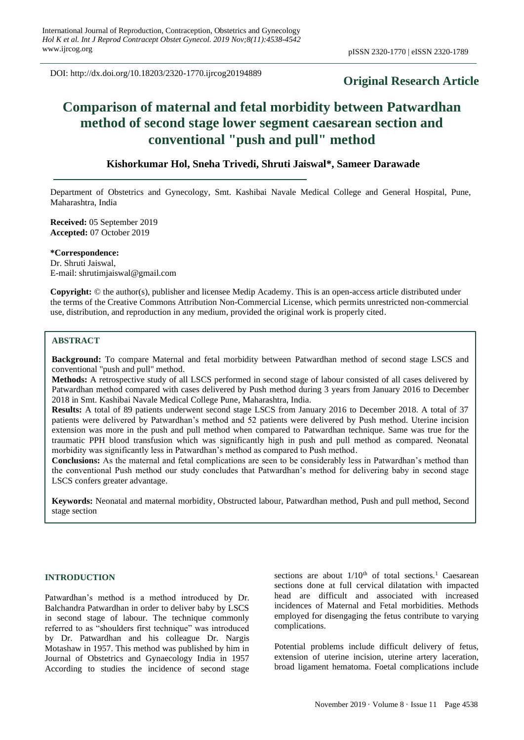DOI: http://dx.doi.org/10.18203/2320-1770.ijrcog20194889

**Original Research Article**

# Comparison of maternal and fetal morbidity between Patwardhan method of second stage lower segment caesarean section and conventional "push and pull" method

**Kishorkumar Hol, Sneha Trivedi, Shruti Jaiswal\*, Sameer Darawade**

Department of Obstetrics and Gynecology, Smt. Kashibai Navale Medical College and General Hospital, Pune, Maharashtra, India

**Received:** 05 September 2019
**Accepted:** 07 October 2019

**\*Correspondence:**
Dr. Shruti Jaiswal,
E-mail: shrutimjaiswal@gmail.com

**Copyright:** © the author(s), publisher and licensee Medip Academy. This is an open-access article distributed under the terms of the Creative Commons Attribution Non-Commercial License, which permits unrestricted non-commercial use, distribution, and reproduction in any medium, provided the original work is properly cited.

## ABSTRACT

**Background:** To compare Maternal and fetal morbidity between Patwardhan method of second stage LSCS and conventional "push and pull" method.

**Methods:** A retrospective study of all LSCS performed in second stage of labour consisted of all cases delivered by Patwardhan method compared with cases delivered by Push method during 3 years from January 2016 to December 2018 in Smt. Kashibai Navale Medical College Pune, Maharashtra, India.

**Results:** A total of 89 patients underwent second stage LSCS from January 2016 to December 2018. A total of 37 patients were delivered by Patwardhan's method and 52 patients were delivered by Push method. Uterine incision extension was more in the push and pull method when compared to Patwardhan technique. Same was true for the traumatic PPH blood transfusion which was significantly high in push and pull method as compared. Neonatal morbidity was significantly less in Patwardhan's method as compared to Push method.

**Conclusions:** As the maternal and fetal complications are seen to be considerably less in Patwardhan's method than the conventional Push method our study concludes that Patwardhan's method for delivering baby in second stage LSCS confers greater advantage.

**Keywords:** Neonatal and maternal morbidity, Obstructed labour, Patwardhan method, Push and pull method, Second stage section

## INTRODUCTION

Patwardhan's method is a method introduced by Dr. Balchandra Patwardhan in order to deliver baby by LSCS in second stage of labour. The technique commonly referred to as "shoulders first technique" was introduced by Dr. Patwardhan and his colleague Dr. Nargis Motashaw in 1957. This method was published by him in Journal of Obstetrics and Gynaecology India in 1957 According to studies the incidence of second stage sections are about $1/10^{th}$ of total sections.[1] Caesarean sections done at full cervical dilatation with impacted head are difficult and associated with increased incidences of Maternal and Fetal morbidities. Methods employed for disengaging the fetus contribute to varying complications.

Potential problems include difficult delivery of fetus, extension of uterine incision, uterine artery laceration, broad ligament hematoma. Foetal complications include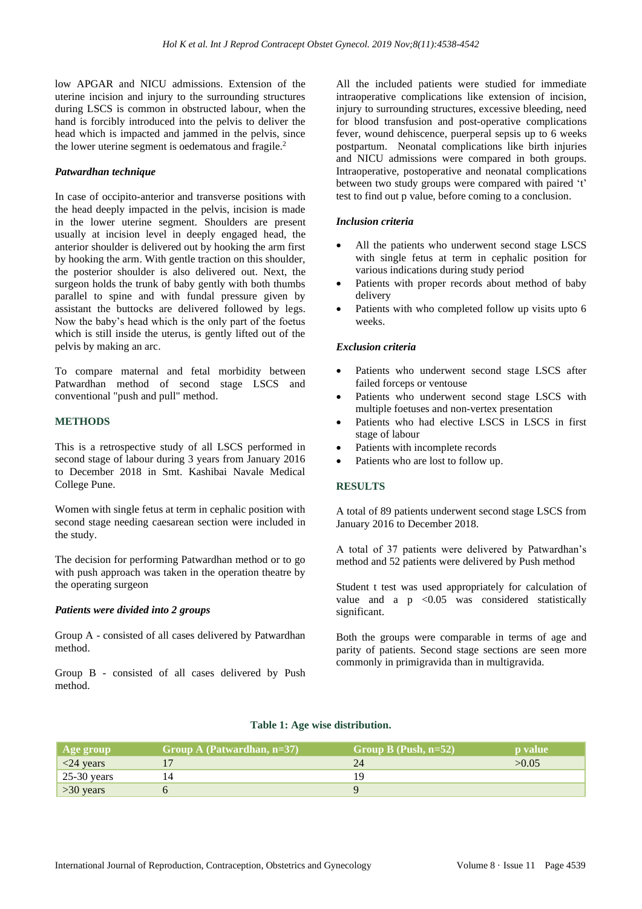low APGAR and NICU admissions. Extension of the uterine incision and injury to the surrounding structures during LSCS is common in obstructed labour, when the hand is forcibly introduced into the pelvis to deliver the head which is impacted and jammed in the pelvis, since the lower uterine segment is oedematous and fragile.[2]

### *Patwardhan technique*

In case of occipito-anterior and transverse positions with the head deeply impacted in the pelvis, incision is made in the lower uterine segment. Shoulders are present usually at incision level in deeply engaged head, the anterior shoulder is delivered out by hooking the arm first by hooking the arm. With gentle traction on this shoulder, the posterior shoulder is also delivered out. Next, the surgeon holds the trunk of baby gently with both thumbs parallel to spine and with fundal pressure given by assistant the buttocks are delivered followed by legs. Now the baby's head which is the only part of the foetus which is still inside the uterus, is gently lifted out of the pelvis by making an arc.

To compare maternal and fetal morbidity between Patwardhan method of second stage LSCS and conventional "push and pull" method.

## METHODS

This is a retrospective study of all LSCS performed in second stage of labour during 3 years from January 2016 to December 2018 in Smt. Kashibai Navale Medical College Pune.

Women with single fetus at term in cephalic position with second stage needing caesarean section were included in the study.

The decision for performing Patwardhan method or to go with push approach was taken in the operation theatre by the operating surgeon

### *Patients were divided into 2 groups*

Group A - consisted of all cases delivered by Patwardhan method.

Group B - consisted of all cases delivered by Push method.

All the included patients were studied for immediate intraoperative complications like extension of incision, injury to surrounding structures, excessive bleeding, need for blood transfusion and post-operative complications fever, wound dehiscence, puerperal sepsis up to 6 weeks postpartum. Neonatal complications like birth injuries and NICU admissions were compared in both groups. Intraoperative, postoperative and neonatal complications between two study groups were compared with paired 't' test to find out p value, before coming to a conclusion.

### *Inclusion criteria*

- All the patients who underwent second stage LSCS with single fetus at term in cephalic position for various indications during study period
- Patients with proper records about method of baby delivery
- Patients with who completed follow up visits upto 6 weeks.

### *Exclusion criteria*

- Patients who underwent second stage LSCS after failed forceps or ventouse
- Patients who underwent second stage LSCS with multiple foetuses and non-vertex presentation
- Patients who had elective LSCS in LSCS in first stage of labour
- Patients with incomplete records
- Patients who are lost to follow up.

## RESULTS

A total of 89 patients underwent second stage LSCS from January 2016 to December 2018.

A total of 37 patients were delivered by Patwardhan's method and 52 patients were delivered by Push method

Student t test was used appropriately for calculation of value and a p <0.05 was considered statistically significant.

Both the groups were comparable in terms of age and parity of patients. Second stage sections are seen more commonly in primigravida than in multigravida.

**Table 1: Age wise distribution.**

| Age group | Group A (Patwardhan, n=37) | Group B (Push, n=52) | p value |
|---|---|---|---|
| <24 years | 17 | 24 | >0.05 |
| 25-30 years | 14 | 19 | |
| >30 years | 6 | 9 | |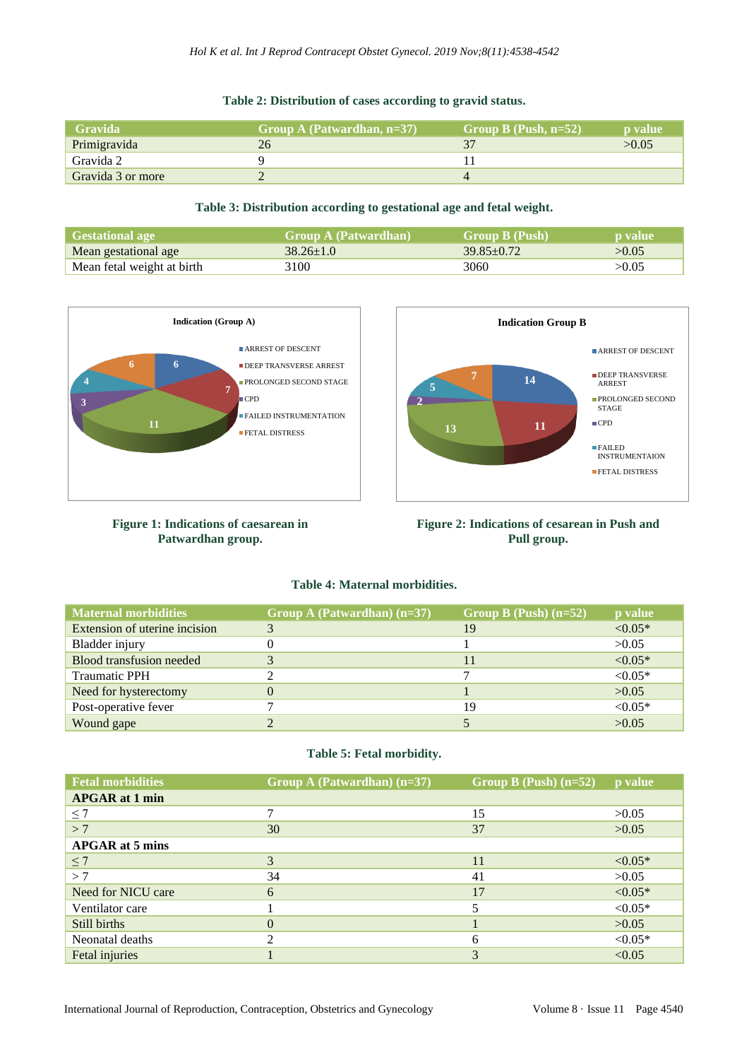**Table 2: Distribution of cases according to gravid status.**

| Gravida | Group A (Patwardhan, n=37) | Group B (Push, n=52) | p value |
|---|---|---|---|
| Primigravida | 26 | 37 | >0.05 |
| Gravida 2 | 9 | 11 | |
| Gravida 3 or more | 2 | 4 | |

**Table 3: Distribution according to gestational age and fetal weight.**

| Gestational age | Group A (Patwardhan) | Group B (Push) | p value |
|---|---|---|---|
| Mean gestational age | 38.26±1.0 | 39.85±0.72 | >0.05 |
| Mean fetal weight at birth | 3100 | 3060 | >0.05 |

**Figure 1: Indications of caesarean in Patwardhan group.**

**Figure 2: Indications of cesarean in Push and Pull group.**

**Table 4: Maternal morbidities.**

| Maternal morbidities | Group A (Patwardhan) (n=37) | Group B (Push) (n=52) | p value |
|---|---|---|---|
| Extension of uterine incision | 3 | 19 | <0.05* |
| Bladder injury | 0 | 1 | >0.05 |
| Blood transfusion needed | 3 | 11 | <0.05* |
| Traumatic PPH | 2 | 7 | <0.05* |
| Need for hysterectomy | 0 | 1 | >0.05 |
| Post-operative fever | 7 | 19 | <0.05* |
| Wound gape | 2 | 5 | >0.05 |

**Table 5: Fetal morbidity.**

| Fetal morbidities | Group A (Patwardhan) (n=37) | Group B (Push) (n=52) | p value |
|---|---|---|---|
| **APGAR at 1 min** | | | |
| ≤ 7 | 7 | 15 | >0.05 |
| > 7 | 30 | 37 | >0.05 |
| **APGAR at 5 mins** | | | |
| ≤ 7 | 3 | 11 | <0.05* |
| > 7 | 34 | 41 | >0.05 |
| Need for NICU care | 6 | 17 | <0.05* |
| Ventilator care | 1 | 5 | <0.05* |
| Still births | 0 | 1 | >0.05 |
| Neonatal deaths | 2 | 6 | <0.05* |
| Fetal injuries | 1 | 3 | <0.05 |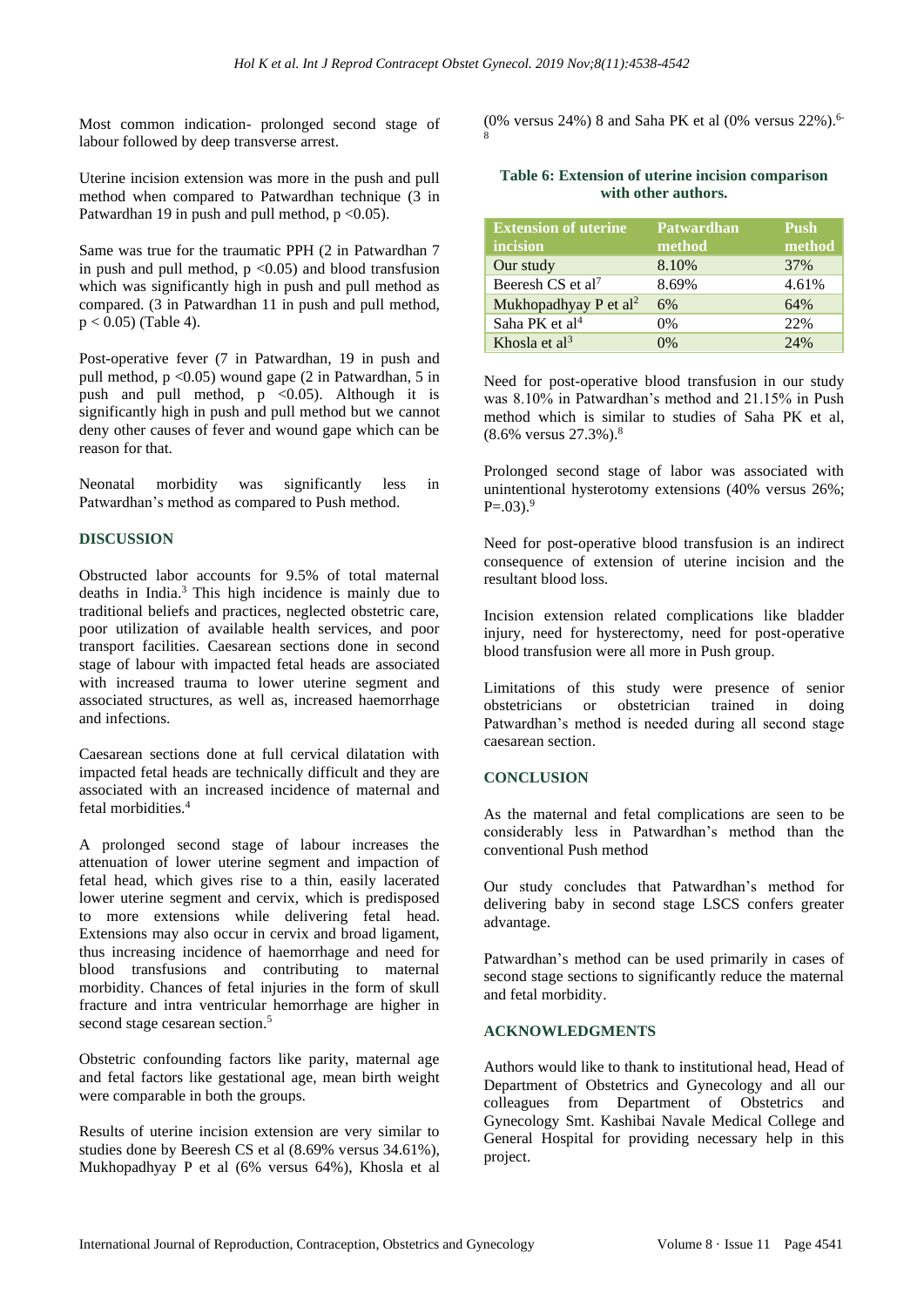Most common indication- prolonged second stage of labour followed by deep transverse arrest.

Uterine incision extension was more in the push and pull method when compared to Patwardhan technique (3 in Patwardhan 19 in push and pull method, $p < 0.05$).

Same was true for the traumatic PPH (2 in Patwardhan 7 in push and pull method, $p < 0.05$) and blood transfusion which was significantly high in push and pull method as compared. (3 in Patwardhan 11 in push and pull method, $p < 0.05$) (Table 4).

Post-operative fever (7 in Patwardhan, 19 in push and pull method, $p < 0.05$) wound gape (2 in Patwardhan, 5 in push and pull method, $p < 0.05$). Although it is significantly high in push and pull method but we cannot deny other causes of fever and wound gape which can be reason for that.

Neonatal morbidity was significantly less in Patwardhan's method as compared to Push method.

## DISCUSSION

Obstructed labor accounts for 9.5% of total maternal deaths in India.[3] This high incidence is mainly due to traditional beliefs and practices, neglected obstetric care, poor utilization of available health services, and poor transport facilities. Caesarean sections done in second stage of labour with impacted fetal heads are associated with increased trauma to lower uterine segment and associated structures, as well as, increased haemorrhage and infections.

Caesarean sections done at full cervical dilatation with impacted fetal heads are technically difficult and they are associated with an increased incidence of maternal and fetal morbidities.[4]

A prolonged second stage of labour increases the attenuation of lower uterine segment and impaction of fetal head, which gives rise to a thin, easily lacerated lower uterine segment and cervix, which is predisposed to more extensions while delivering fetal head. Extensions may also occur in cervix and broad ligament, thus increasing incidence of haemorrhage and need for blood transfusions and contributing to maternal morbidity. Chances of fetal injuries in the form of skull fracture and intra ventricular hemorrhage are higher in second stage cesarean section.[5]

Obstetric confounding factors like parity, maternal age and fetal factors like gestational age, mean birth weight were comparable in both the groups.

Results of uterine incision extension are very similar to studies done by Beeresh CS et al (8.69% versus 34.61%), Mukhopadhyay P et al (6% versus 64%), Khosla et al (0% versus 24%) 8 and Saha PK et al (0% versus 22%).[6-8]

**Table 6: Extension of uterine incision comparison with other authors.**

| Extension of uterine incision | Patwardhan method | Push method |
|---|---|---|
| Our study | 8.10% | 37% |
| Beeresh CS et al[7] | 8.69% | 4.61% |
| Mukhopadhyay P et al[2] | 6% | 64% |
| Saha PK et al[4] | 0% | 22% |
| Khosla et al[3] | 0% | 24% |

Need for post-operative blood transfusion in our study was 8.10% in Patwardhan's method and 21.15% in Push method which is similar to studies of Saha PK et al, (8.6% versus 27.3%).[8]

Prolonged second stage of labor was associated with unintentional hysterotomy extensions (40% versus 26%; P=.03).[9]

Need for post-operative blood transfusion is an indirect consequence of extension of uterine incision and the resultant blood loss.

Incision extension related complications like bladder injury, need for hysterectomy, need for post-operative blood transfusion were all more in Push group.

Limitations of this study were presence of senior obstetricians or obstetrician trained in doing Patwardhan's method is needed during all second stage caesarean section.

## CONCLUSION

As the maternal and fetal complications are seen to be considerably less in Patwardhan's method than the conventional Push method

Our study concludes that Patwardhan's method for delivering baby in second stage LSCS confers greater advantage.

Patwardhan's method can be used primarily in cases of second stage sections to significantly reduce the maternal and fetal morbidity.

## ACKNOWLEDGMENTS

Authors would like to thank to institutional head, Head of Department of Obstetrics and Gynecology and all our colleagues from Department of Obstetrics and Gynecology Smt. Kashibai Navale Medical College and General Hospital for providing necessary help in this project.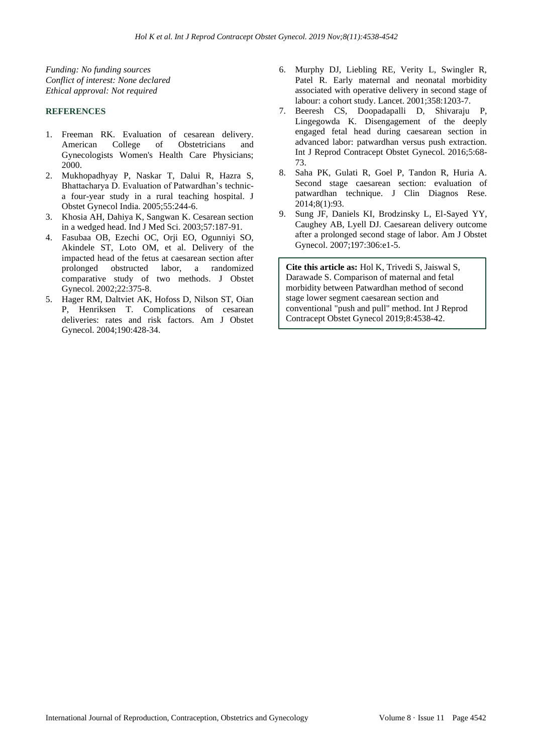*Funding: No funding sources*
*Conflict of interest: None declared*
*Ethical approval: Not required*

## REFERENCES

1. Freeman RK. Evaluation of cesarean delivery. American College of Obstetricians and Gynecologists Women's Health Care Physicians; 2000.
2. Mukhopadhyay P, Naskar T, Dalui R, Hazra S, Bhattacharya D. Evaluation of Patwardhan's technic-a four-year study in a rural teaching hospital. J Obstet Gynecol India. 2005;55:244-6.
3. Khosia AH, Dahiya K, Sangwan K. Cesarean section in a wedged head. Ind J Med Sci. 2003;57:187-91.
4. Fasubaa OB, Ezechi OC, Orji EO, Ogunniyi SO, Akindele ST, Loto OM, et al. Delivery of the impacted head of the fetus at caesarean section after prolonged obstructed labor, a randomized comparative study of two methods. J Obstet Gynecol. 2002;22:375-8.
5. Hager RM, Daltviet AK, Hofoss D, Nilson ST, Oian P, Henriksen T. Complications of cesarean deliveries: rates and risk factors. Am J Obstet Gynecol. 2004;190:428-34.
6. Murphy DJ, Liebling RE, Verity L, Swingler R, Patel R. Early maternal and neonatal morbidity associated with operative delivery in second stage of labour: a cohort study. Lancet. 2001;358:1203-7.
7. Beeresh CS, Doopadapalli D, Shivaraju P, Lingegowda K. Disengagement of the deeply engaged fetal head during caesarean section in advanced labor: patwardhan versus push extraction. Int J Reprod Contracept Obstet Gynecol. 2016;5:68-73.
8. Saha PK, Gulati R, Goel P, Tandon R, Huria A. Second stage caesarean section: evaluation of patwardhan technique. J Clin Diagnos Rese. 2014;8(1):93.
9. Sung JF, Daniels KI, Brodzinsky L, El-Sayed YY, Caughey AB, Lyell DJ. Caesarean delivery outcome after a prolonged second stage of labor. Am J Obstet Gynecol. 2007;197:306:e1-5.

**Cite this article as:** Hol K, Trivedi S, Jaiswal S, Darawade S. Comparison of maternal and fetal morbidity between Patwardhan method of second stage lower segment caesarean section and conventional "push and pull" method. Int J Reprod Contracept Obstet Gynecol 2019;8:4538-42.